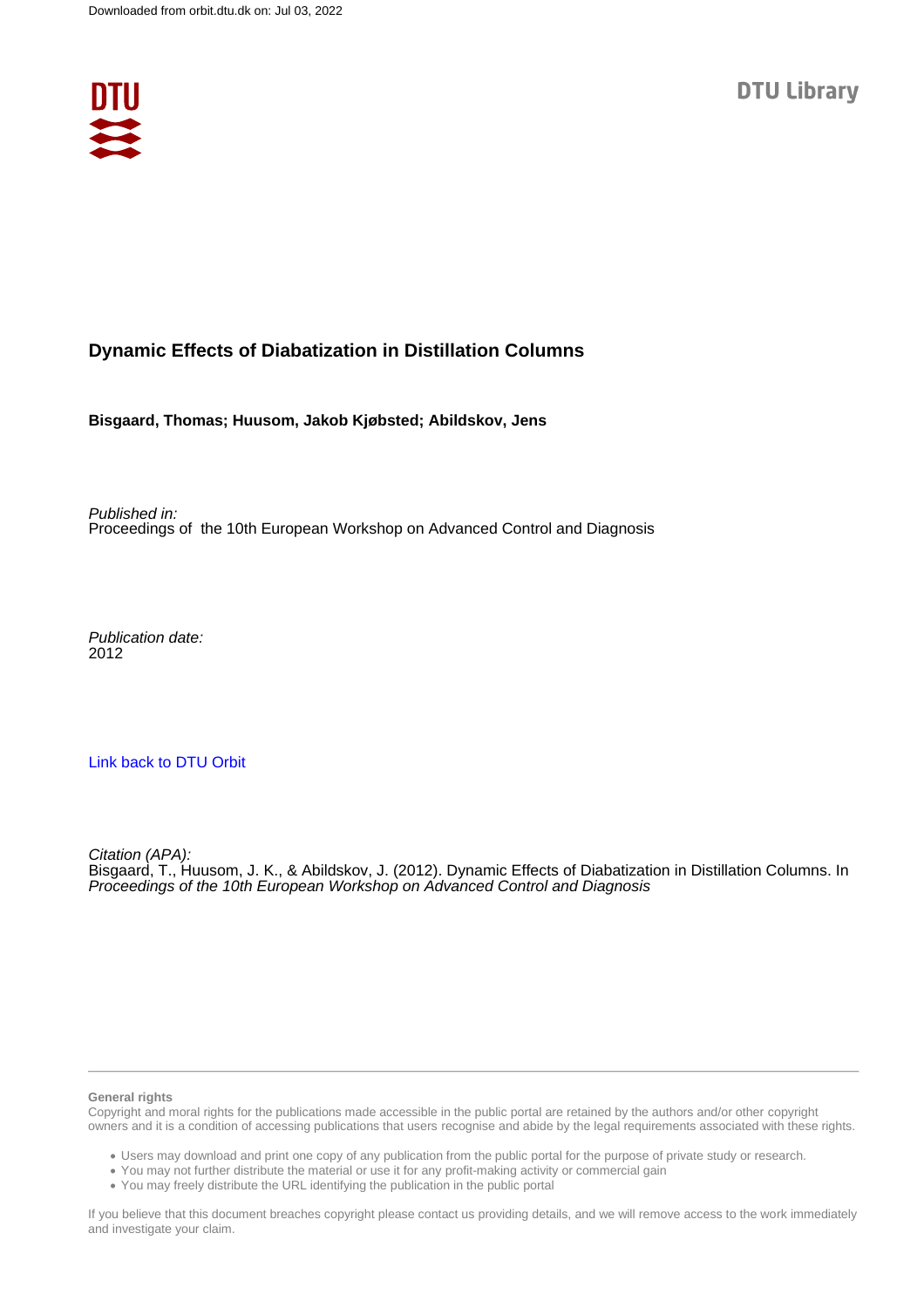Downloaded from orbit.dtu.dk on: Jul 03, 2022

DTU Library

# Dynamic Effects of Diabatization in Distillation Columns

**Bisgaard, Thomas; Huusom, Jakob Kjøbsted; Abildskov, Jens**

*Published in:*
Proceedings of the 10th European Workshop on Advanced Control and Diagnosis

*Publication date:*
2012

[Link back to DTU Orbit](#)

*Citation (APA):*
Bisgaard, T., Huusom, J. K., & Abildskov, J. (2012). Dynamic Effects of Diabatization in Distillation Columns. In *Proceedings of the 10th European Workshop on Advanced Control and Diagnosis*

**General rights**

Copyright and moral rights for the publications made accessible in the public portal are retained by the authors and/or other copyright owners and it is a condition of accessing publications that users recognise and abide by the legal requirements associated with these rights.

- Users may download and print one copy of any publication from the public portal for the purpose of private study or research.
- You may not further distribute the material or use it for any profit-making activity or commercial gain
- You may freely distribute the URL identifying the publication in the public portal

If you believe that this document breaches copyright please contact us providing details, and we will remove access to the work immediately and investigate your claim.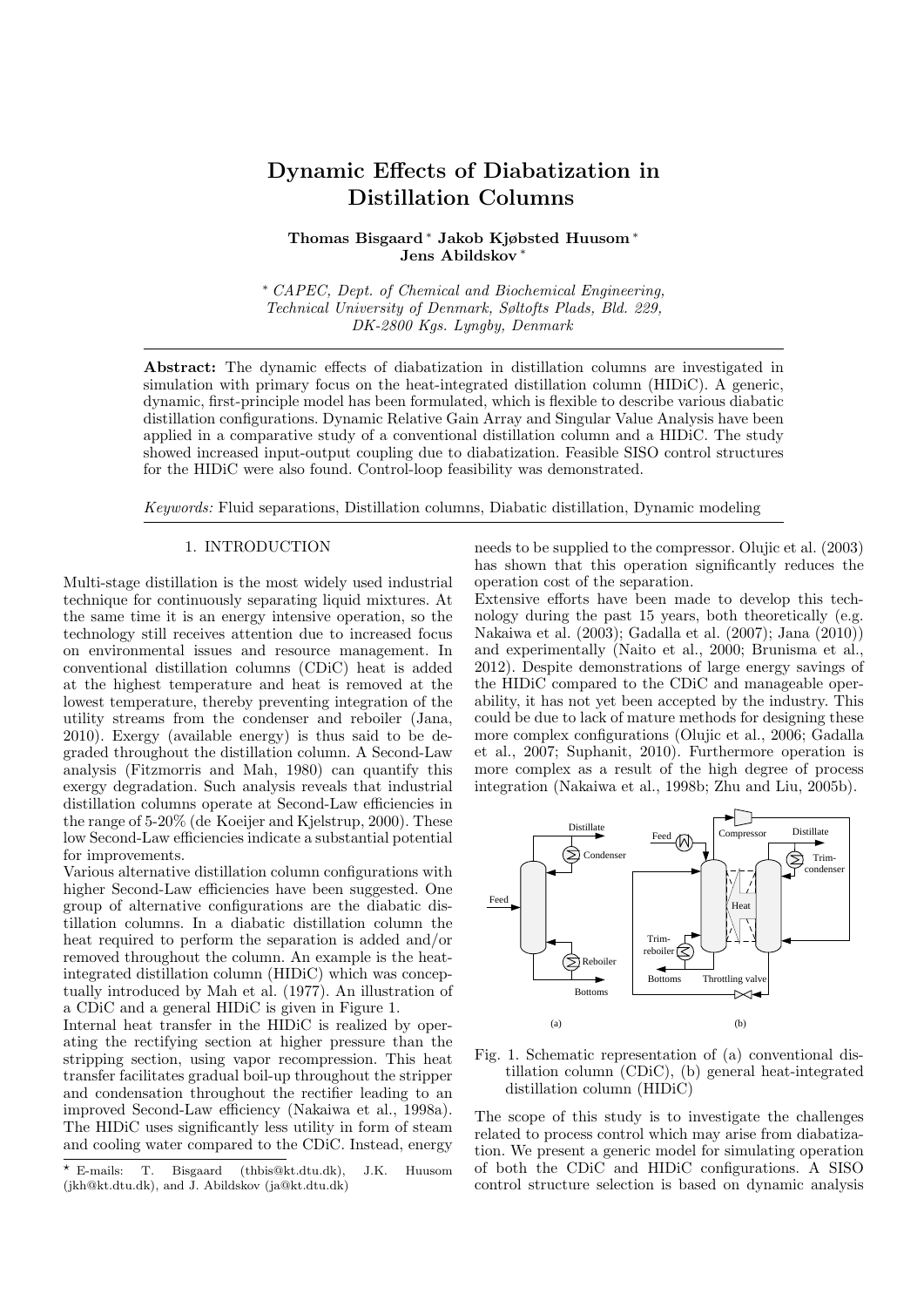# Dynamic Effects of Diabatization in Distillation Columns

**Thomas Bisgaard** * **Jakob Kjøbsted Huusom** * **Jens Abildskov** *

* *CAPEC, Dept. of Chemical and Biochemical Engineering, Technical University of Denmark, Søltofts Plads, Bld. 229, DK-2800 Kgs. Lyngby, Denmark*

**Abstract:** The dynamic effects of diabatization in distillation columns are investigated in simulation with primary focus on the heat-integrated distillation column (HIDiC). A generic, dynamic, first-principle model has been formulated, which is flexible to describe various diabatic distillation configurations. Dynamic Relative Gain Array and Singular Value Analysis have been applied in a comparative study of a conventional distillation column and a HIDiC. The study showed increased input-output coupling due to diabatization. Feasible SISO control structures for the HIDiC were also found. Control-loop feasibility was demonstrated.

*Keywords:* Fluid separations, Distillation columns, Diabatic distillation, Dynamic modeling

## 1. INTRODUCTION

Multi-stage distillation is the most widely used industrial technique for continuously separating liquid mixtures. At the same time it is an energy intensive operation, so the technology still receives attention due to increased focus on environmental issues and resource management. In conventional distillation columns (CDiC) heat is added at the highest temperature and heat is removed at the lowest temperature, thereby preventing integration of the utility streams from the condenser and reboiler (Jana, 2010). Exergy (available energy) is thus said to be degraded throughout the distillation column. A Second-Law analysis (Fitzmorris and Mah, 1980) can quantify this exergy degradation. Such analysis reveals that industrial distillation columns operate at Second-Law efficiencies in the range of 5-20% (de Koeijer and Kjelstrup, 2000). These low Second-Law efficiencies indicate a substantial potential for improvements.

Various alternative distillation column configurations with higher Second-Law efficiencies have been suggested. One group of alternative configurations are the diabatic distillation columns. In a diabatic distillation column the heat required to perform the separation is added and/or removed throughout the column. An example is the heat-integrated distillation column (HIDiC) which was conceptually introduced by Mah et al. (1977). An illustration of a CDiC and a general HIDiC is given in Figure 1.

Internal heat transfer in the HIDiC is realized by operating the rectifying section at higher pressure than the stripping section, using vapor recompression. This heat transfer facilitates gradual boil-up throughout the stripper and condensation throughout the rectifier leading to an improved Second-Law efficiency (Nakaiwa et al., 1998a). The HIDiC uses significantly less utility in form of steam and cooling water compared to the CDiC. Instead, energy needs to be supplied to the compressor. Olujic et al. (2003) has shown that this operation significantly reduces the operation cost of the separation.

Extensive efforts have been made to develop this technology during the past 15 years, both theoretically (e.g. Nakaiwa et al. (2003); Gadalla et al. (2007); Jana (2010)) and experimentally (Naito et al., 2000; Brunisma et al., 2012). Despite demonstrations of large energy savings of the HIDiC compared to the CDiC and manageable operability, it has not yet been accepted by the industry. This could be due to lack of mature methods for designing these more complex configurations (Olujic et al., 2006; Gadalla et al., 2007; Suphanit, 2010). Furthermore operation is more complex as a result of the high degree of process integration (Nakaiwa et al., 1998b; Zhu and Liu, 2005b).

Distillate
Condenser
Feed
Reboiler
Bottoms
(a)
Feed
Compressor
Distillate
Trim-condenser
Heat
Trim-reboiler
Bottoms
Throttling valve
(b)

Fig. 1. Schematic representation of (a) conventional distillation column (CDiC), (b) general heat-integrated distillation column (HIDiC)

The scope of this study is to investigate the challenges related to process control which may arise from diabatization. We present a generic model for simulating operation of both the CDiC and HIDiC configurations. A SISO control structure selection is based on dynamic analysis

* E-mails: T. Bisgaard (thbis@kt.dtu.dk), J.K. Huusom (jkh@kt.dtu.dk), and J. Abildskov (ja@kt.dtu.dk)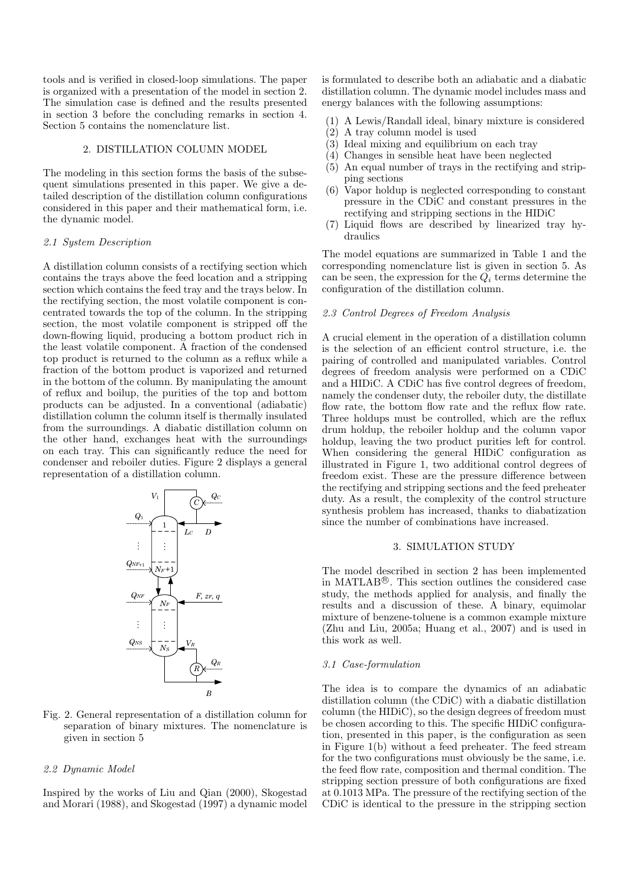tools and is verified in closed-loop simulations. The paper is organized with a presentation of the model in section 2. The simulation case is defined and the results presented in section 3 before the concluding remarks in section 4. Section 5 contains the nomenclature list.

## 2. DISTILLATION COLUMN MODEL

The modeling in this section forms the basis of the subsequent simulations presented in this paper. We give a detailed description of the distillation column configurations considered in this paper and their mathematical form, i.e. the dynamic model.

### 2.1 System Description

A distillation column consists of a rectifying section which contains the trays above the feed location and a stripping section which contains the feed tray and the trays below. In the rectifying section, the most volatile component is concentrated towards the top of the column. In the stripping section, the most volatile component is stripped off the down-flowing liquid, producing a bottom product rich in the least volatile component. A fraction of the condensed top product is returned to the column as a reflux while a fraction of the bottom product is vaporized and returned in the bottom of the column. By manipulating the amount of reflux and boilup, the purities of the top and bottom products can be adjusted. In a conventional (adiabatic) distillation column the column itself is thermally insulated from the surroundings. A diabatic distillation column on the other hand, exchanges heat with the surroundings on each tray. This can significantly reduce the need for condenser and reboiler duties. Figure 2 displays a general representation of a distillation column.

$V_1$ $Q_C$ C $Q_1$ 1 $L_C$ $D$ $Q_{NF+1}$ $N_F+1$ $Q_{NF}$ $N_F$ $F$, $z_F$, $q$ $Q_{NS}$ $N_S$ $V_R$ $Q_R$ R $B$

Fig. 2. General representation of a distillation column for separation of binary mixtures. The nomenclature is given in section 5

### 2.2 Dynamic Model

Inspired by the works of Liu and Qian (2000), Skogestad and Morari (1988), and Skogestad (1997) a dynamic model is formulated to describe both an adiabatic and a diabatic distillation column. The dynamic model includes mass and energy balances with the following assumptions:

(1) A Lewis/Randall ideal, binary mixture is considered
(2) A tray column model is used
(3) Ideal mixing and equilibrium on each tray
(4) Changes in sensible heat have been neglected
(5) An equal number of trays in the rectifying and stripping sections
(6) Vapor holdup is neglected corresponding to constant pressure in the CDiC and constant pressures in the rectifying and stripping sections in the HIDiC
(7) Liquid flows are described by linearized tray hydraulics

The model equations are summarized in Table 1 and the corresponding nomenclature list is given in section 5. As can be seen, the expression for the $Q_i$ terms determine the configuration of the distillation column.

### 2.3 Control Degrees of Freedom Analysis

A crucial element in the operation of a distillation column is the selection of an efficient control structure, i.e. the pairing of controlled and manipulated variables. Control degrees of freedom analysis were performed on a CDiC and a HIDiC. A CDiC has five control degrees of freedom, namely the condenser duty, the reboiler duty, the distillate flow rate, the bottom flow rate and the reflux flow rate. Three holdups must be controlled, which are the reflux drum holdup, the reboiler holdup and the column vapor holdup, leaving the two product purities left for control. When considering the general HIDiC configuration as illustrated in Figure 1, two additional control degrees of freedom exist. These are the pressure difference between the rectifying and stripping sections and the feed preheater duty. As a result, the complexity of the control structure synthesis problem has increased, thanks to diabatization since the number of combinations have increased.

## 3. SIMULATION STUDY

The model described in section 2 has been implemented in MATLAB®. This section outlines the considered case study, the methods applied for analysis, and finally the results and a discussion of these. A binary, equimolar mixture of benzene-toluene is a common example mixture (Zhu and Liu, 2005a; Huang et al., 2007) and is used in this work as well.

### 3.1 Case-formulation

The idea is to compare the dynamics of an adiabatic distillation column (the CDiC) with a diabatic distillation column (the HIDiC), so the design degrees of freedom must be chosen according to this. The specific HIDiC configuration, presented in this paper, is the configuration as seen in Figure 1(b) without a feed preheater. The feed stream for the two configurations must obviously be the same, i.e. the feed flow rate, composition and thermal condition. The stripping section pressure of both configurations are fixed at 0.1013 MPa. The pressure of the rectifying section of the CDiC is identical to the pressure in the stripping section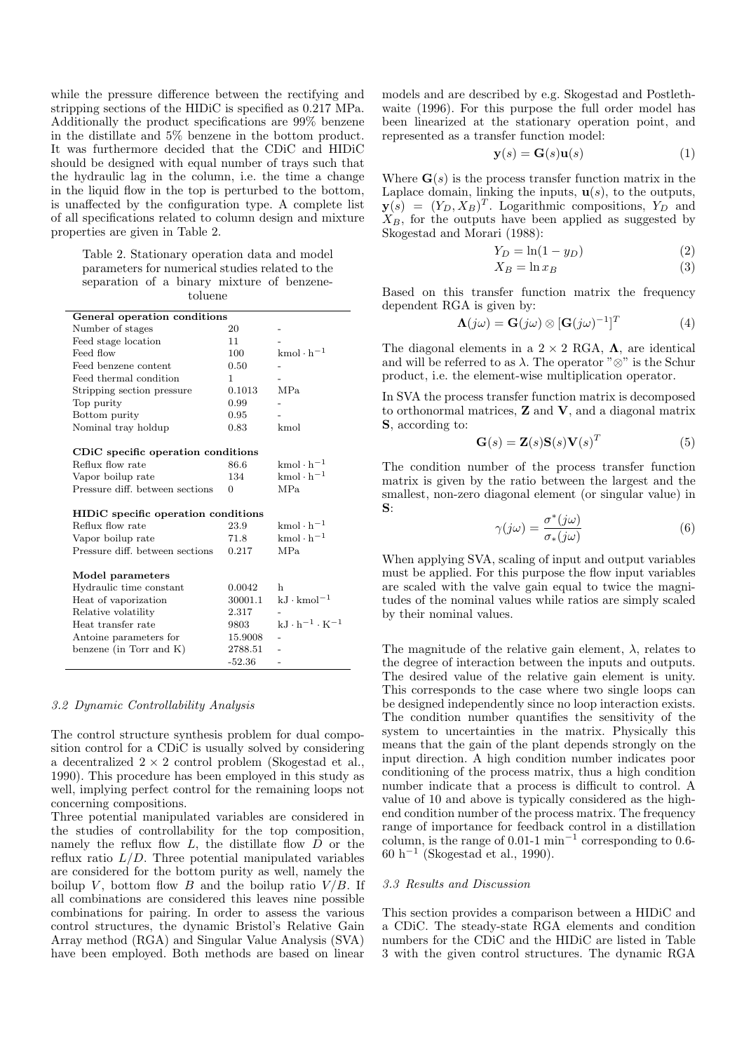while the pressure difference between the rectifying and stripping sections of the HIDiC is specified as 0.217 MPa. Additionally the product specifications are 99% benzene in the distillate and 5% benzene in the bottom product. It was furthermore decided that the CDiC and HIDiC should be designed with equal number of trays such that the hydraulic lag in the column, i.e. the time a change in the liquid flow in the top is perturbed to the bottom, is unaffected by the configuration type. A complete list of all specifications related to column design and mixture properties are given in Table 2.

Table 2. Stationary operation data and model parameters for numerical studies related to the separation of a binary mixture of benzene-toluene

| | | |
|---|---|---|
| **General operation conditions** | | |
| Number of stages | 20 | - |
| Feed stage location | 11 | - |
| Feed flow | 100 | $\mathrm{kmol \cdot h^{-1}}$ |
| Feed benzene content | 0.50 | - |
| Feed thermal condition | 1 | - |
| Stripping section pressure | 0.1013 | MPa |
| Top purity | 0.99 | - |
| Bottom purity | 0.95 | - |
| Nominal tray holdup | 0.83 | kmol |
| **CDiC specific operation conditions** | | |
| Reflux flow rate | 86.6 | $\mathrm{kmol \cdot h^{-1}}$ |
| Vapor boilup rate | 134 | $\mathrm{kmol \cdot h^{-1}}$ |
| Pressure diff. between sections | 0 | MPa |
| **HIDiC specific operation conditions** | | |
| Reflux flow rate | 23.9 | $\mathrm{kmol \cdot h^{-1}}$ |
| Vapor boilup rate | 71.8 | $\mathrm{kmol \cdot h^{-1}}$ |
| Pressure diff. between sections | 0.217 | MPa |
| **Model parameters** | | |
| Hydraulic time constant | 0.0042 | h |
| Heat of vaporization | 30001.1 | $\mathrm{kJ \cdot kmol^{-1}}$ |
| Relative volatility | 2.317 | - |
| Heat transfer rate | 9803 | $\mathrm{kJ \cdot h^{-1} \cdot K^{-1}}$ |
| Antoine parameters for | 15.9008 | - |
| benzene (in Torr and K) | 2788.51 | - |
| | -52.36 | - |

### 3.2 Dynamic Controllability Analysis

The control structure synthesis problem for dual composition control for a CDiC is usually solved by considering a decentralized $2 \times 2$ control problem (Skogestad et al., 1990). This procedure has been employed in this study as well, implying perfect control for the remaining loops not concerning compositions.

Three potential manipulated variables are considered in the studies of controllability for the top composition, namely the reflux flow $L$, the distillate flow $D$ or the reflux ratio $L/D$. Three potential manipulated variables are considered for the bottom purity as well, namely the boilup $V$, bottom flow $B$ and the boilup ratio $V/B$. If all combinations are considered this leaves nine possible combinations for pairing. In order to assess the various control structures, the dynamic Bristol's Relative Gain Array method (RGA) and Singular Value Analysis (SVA) have been employed. Both methods are based on linear models and are described by e.g. Skogestad and Postlethwaite (1996). For this purpose the full order model has been linearized at the stationary operation point, and represented as a transfer function model:

$$\mathbf{y}(s) = \mathbf{G}(s)\mathbf{u}(s) \tag{1}$$

Where $\mathbf{G}(s)$ is the process transfer function matrix in the Laplace domain, linking the inputs, $\mathbf{u}(s)$, to the outputs, $\mathbf{y}(s) = (Y_D, X_B)^T$. Logarithmic compositions, $Y_D$ and $X_B$, for the outputs have been applied as suggested by Skogestad and Morari (1988):

$$Y_D = \ln(1 - y_D) \tag{2}$$

$$X_B = \ln x_B \tag{3}$$

Based on this transfer function matrix the frequency dependent RGA is given by:

$$\mathbf{\Lambda}(j\omega) = \mathbf{G}(j\omega) \otimes [\mathbf{G}(j\omega)^{-1}]^T \tag{4}$$

The diagonal elements in a $2 \times 2$ RGA, $\mathbf{\Lambda}$, are identical and will be referred to as $\lambda$. The operator "$\otimes$" is the Schur product, i.e. the element-wise multiplication operator.

In SVA the process transfer function matrix is decomposed to orthonormal matrices, $\mathbf{Z}$ and $\mathbf{V}$, and a diagonal matrix $\mathbf{S}$, according to:

$$\mathbf{G}(s) = \mathbf{Z}(s)\mathbf{S}(s)\mathbf{V}(s)^T \tag{5}$$

The condition number of the process transfer function matrix is given by the ratio between the largest and the smallest, non-zero diagonal element (or singular value) in $\mathbf{S}$:

$$\gamma(j\omega) = \frac{\sigma^*(j\omega)}{\sigma_*(j\omega)} \tag{6}$$

When applying SVA, scaling of input and output variables must be applied. For this purpose the flow input variables are scaled with the valve gain equal to twice the magnitudes of the nominal values while ratios are simply scaled by their nominal values.

The magnitude of the relative gain element, $\lambda$, relates to the degree of interaction between the inputs and outputs. The desired value of the relative gain element is unity. This corresponds to the case where two single loops can be designed independently since no loop interaction exists. The condition number quantifies the sensitivity of the system to uncertainties in the matrix. Physically this means that the gain of the plant depends strongly on the input direction. A high condition number indicates poor conditioning of the process matrix, thus a high condition number indicate that a process is difficult to control. A value of 10 and above is typically considered as the high-end condition number of the process matrix. The frequency range of importance for feedback control in a distillation column, is the range of 0.01-1 $\mathrm{min^{-1}}$ corresponding to 0.6-60 $\mathrm{h^{-1}}$ (Skogestad et al., 1990).

### 3.3 Results and Discussion

This section provides a comparison between a HIDiC and a CDiC. The steady-state RGA elements and condition numbers for the CDiC and the HIDiC are listed in Table 3 with the given control structures. The dynamic RGA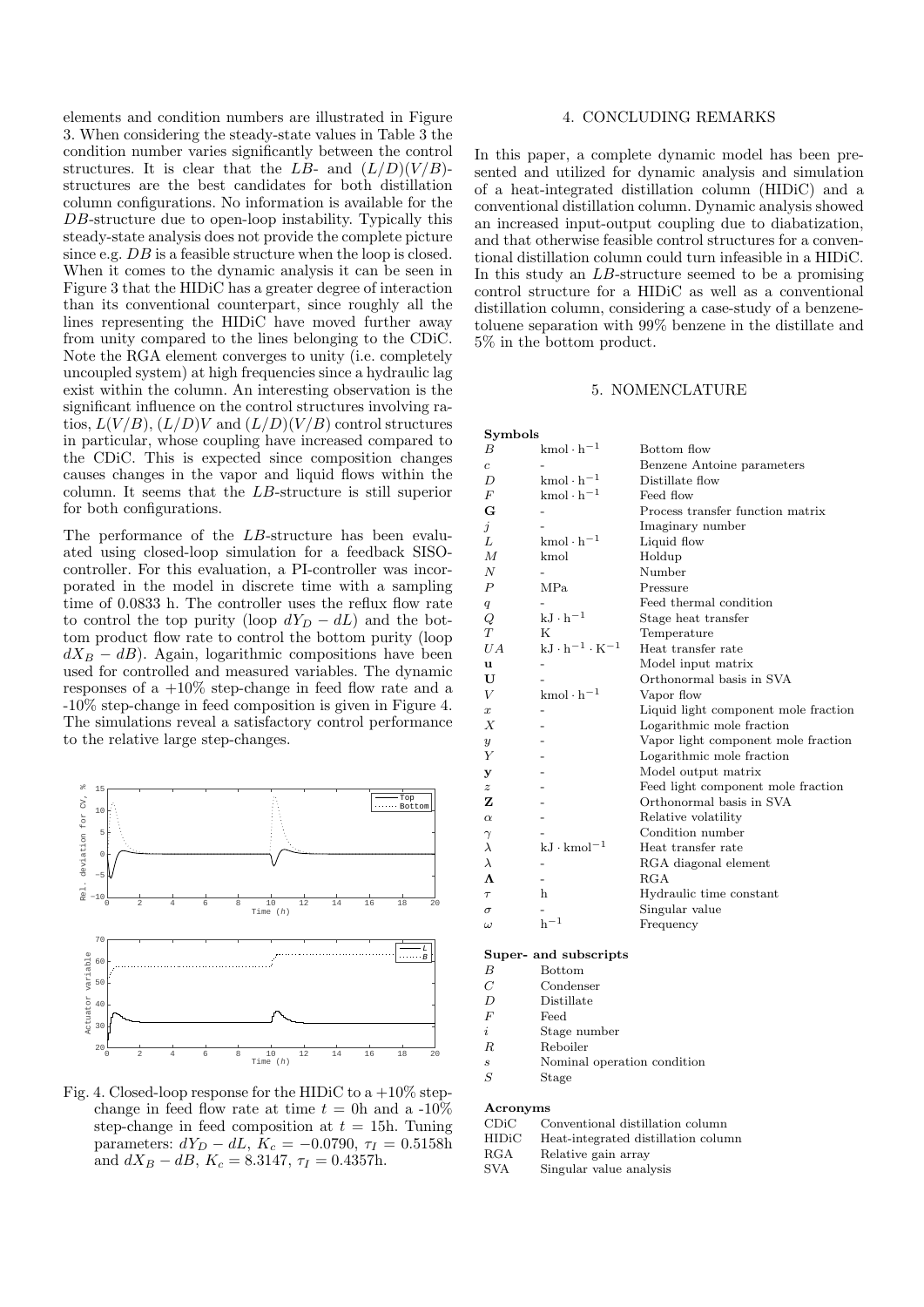elements and condition numbers are illustrated in Figure 3. When considering the steady-state values in Table 3 the condition number varies significantly between the control structures. It is clear that the $LB$- and $(L/D)(V/B)$-structures are the best candidates for both distillation column configurations. No information is available for the $DB$-structure due to open-loop instability. Typically this steady-state analysis does not provide the complete picture since e.g. $DB$ is a feasible structure when the loop is closed. When it comes to the dynamic analysis it can be seen in Figure 3 that the HIDiC has a greater degree of interaction than its conventional counterpart, since roughly all the lines representing the HIDiC have moved further away from unity compared to the lines belonging to the CDiC. Note the RGA element converges to unity (i.e. completely uncoupled system) at high frequencies since a hydraulic lag exist within the column. An interesting observation is the significant influence on the control structures involving ratios, $L(V/B)$, $(L/D)V$ and $(L/D)(V/B)$ control structures in particular, whose coupling have increased compared to the CDiC. This is expected since composition changes causes changes in the vapor and liquid flows within the column. It seems that the $LB$-structure is still superior for both configurations.

The performance of the $LB$-structure has been evaluated using closed-loop simulation for a feedback SISO-controller. For this evaluation, a PI-controller was incorporated in the model in discrete time with a sampling time of 0.0833 h. The controller uses the reflux flow rate to control the top purity (loop $dY_D - dL$) and the bottom product flow rate to control the bottom purity (loop $dX_B - dB$). Again, logarithmic compositions have been used for controlled and measured variables. The dynamic responses of a +10% step-change in feed flow rate and a -10% step-change in feed composition is given in Figure 4. The simulations reveal a satisfactory control performance to the relative large step-changes.

Rel. deviation for CV, %
Top
Bottom
Time (h)

Actuator variable
L
B
Time (h)

Fig. 4. Closed-loop response for the HIDiC to a +10% step-change in feed flow rate at time $t = 0$h and a -10% step-change in feed composition at $t = 15$h. Tuning parameters: $dY_D - dL$, $K_c = -0.0790$, $\tau_I = 0.5158$h and $dX_B - dB$, $K_c = 8.3147$, $\tau_I = 0.4357$h.

## 4. CONCLUDING REMARKS

In this paper, a complete dynamic model has been presented and utilized for dynamic analysis and simulation of a heat-integrated distillation column (HIDiC) and a conventional distillation column. Dynamic analysis showed an increased input-output coupling due to diabatization, and that otherwise feasible control structures for a conventional distillation column could turn infeasible in a HIDiC. In this study an $LB$-structure seemed to be a promising control structure for a HIDiC as well as a conventional distillation column, considering a case-study of a benzene-toluene separation with 99% benzene in the distillate and 5% in the bottom product.

## 5. NOMENCLATURE

**Symbols**

| | | |
|---|---|---|
| $B$ | $\mathrm{kmol \cdot h^{-1}}$ | Bottom flow |
| $c$ | - | Benzene Antoine parameters |
| $D$ | $\mathrm{kmol \cdot h^{-1}}$ | Distillate flow |
| $F$ | $\mathrm{kmol \cdot h^{-1}}$ | Feed flow |
| $\mathbf{G}$ | - | Process transfer function matrix |
| $j$ | - | Imaginary number |
| $L$ | $\mathrm{kmol \cdot h^{-1}}$ | Liquid flow |
| $M$ | kmol | Holdup |
| $N$ | - | Number |
| $P$ | MPa | Pressure |
| $q$ | - | Feed thermal condition |
| $Q$ | $\mathrm{kJ \cdot h^{-1}}$ | Stage heat transfer |
| $T$ | K | Temperature |
| $UA$ | $\mathrm{kJ \cdot h^{-1} \cdot K^{-1}}$ | Heat transfer rate |
| $\mathbf{u}$ | - | Model input matrix |
| $\mathbf{U}$ | - | Orthonormal basis in SVA |
| $V$ | $\mathrm{kmol \cdot h^{-1}}$ | Vapor flow |
| $x$ | - | Liquid light component mole fraction |
| $X$ | - | Logarithmic mole fraction |
| $y$ | - | Vapor light component mole fraction |
| $Y$ | - | Logarithmic mole fraction |
| $\mathbf{y}$ | - | Model output matrix |
| $z$ | - | Feed light component mole fraction |
| $\mathbf{Z}$ | - | Orthonormal basis in SVA |
| $\alpha$ | - | Relative volatility |
| $\gamma$ | - | Condition number |
| $\lambda$ | $\mathrm{kJ \cdot kmol^{-1}}$ | Heat transfer rate |
| $\lambda$ | - | RGA diagonal element |
| $\mathbf{\Lambda}$ | - | RGA |
| $\tau$ | h | Hydraulic time constant |
| $\sigma$ | - | Singular value |
| $\omega$ | $\mathrm{h^{-1}}$ | Frequency |

**Super- and subscripts**

| | |
|---|---|
| $B$ | Bottom |
| $C$ | Condenser |
| $D$ | Distillate |
| $F$ | Feed |
| $i$ | Stage number |
| $R$ | Reboiler |
| $s$ | Nominal operation condition |
| $S$ | Stage |

**Acronyms**

| | |
|---|---|
| CDiC | Conventional distillation column |
| HIDiC | Heat-integrated distillation column |
| RGA | Relative gain array |
| SVA | Singular value analysis |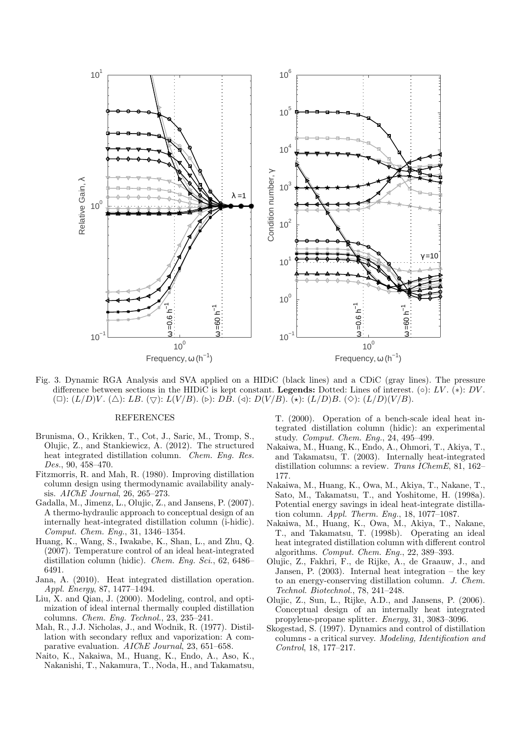Relative Gain, λ

$10^{1}$

$10^{0}$

$10^{-1}$

λ =1

ω =0.6 h$^{-1}$

ω =60 h$^{-1}$

$10^{0}$

Frequency, ω (h$^{-1}$)

Condition number, γ

$10^{6}$

$10^{5}$

$10^{4}$

$10^{3}$

$10^{2}$

$10^{1}$

$10^{0}$

$10^{-1}$

γ=10

ω =0.6 h$^{-1}$

ω =60 h$^{-1}$

$10^{0}$

Frequency, ω (h$^{-1}$)

Fig. 3. Dynamic RGA Analysis and SVA applied on a HIDiC (black lines) and a CDiC (gray lines). The pressure difference between sections in the HIDiC is kept constant. **Legends:** Dotted: Lines of interest. (○): $LV$. (∗): $DV$. (□): $(L/D)V$. (△): $LB$. (▽): $L(V/B)$. (▷): $DB$. (◁): $D(V/B)$. (⋆): $(L/D)B$. (◇): $(L/D)(V/B)$.

## REFERENCES

Brunisma, O., Krikken, T., Cot, J., Saric, M., Tromp, S., Olujic, Z., and Stankiewicz, A. (2012). The structured heat integrated distillation column. *Chem. Eng. Res. Des.*, 90, 458–470.

Fitzmorris, R. and Mah, R. (1980). Improving distillation column design using thermodynamic availability analysis. *AIChE Journal*, 26, 265–273.

Gadalla, M., Jimenz, L., Olujic, Z., and Jansens, P. (2007). A thermo-hydraulic approach to conceptual design of an internally heat-integrated distillation column (i-hidic). *Comput. Chem. Eng.*, 31, 1346–1354.

Huang, K., Wang, S., Iwakabe, K., Shan, L., and Zhu, Q. (2007). Temperature control of an ideal heat-integrated distillation column (hidic). *Chem. Eng. Sci.*, 62, 6486–6491.

Jana, A. (2010). Heat integrated distillation operation. *Appl. Energy*, 87, 1477–1494.

Liu, X. and Qian, J. (2000). Modeling, control, and optimization of ideal internal thermally coupled distillation columns. *Chem. Eng. Technol.*, 23, 235–241.

Mah, R., J.J. Nicholas, J., and Wodnik, R. (1977). Distillation with secondary reflux and vaporization: A comparative evaluation. *AIChE Journal*, 23, 651–658.

Naito, K., Nakaiwa, M., Huang, K., Endo, A., Aso, K., Nakanishi, T., Nakamura, T., Noda, H., and Takamatsu, T. (2000). Operation of a bench-scale ideal heat integrated distillation column (hidic): an experimental study. *Comput. Chem. Eng.*, 24, 495–499.

Nakaiwa, M., Huang, K., Endo, A., Ohmori, T., Akiya, T., and Takamatsu, T. (2003). Internally heat-integrated distillation columns: a review. *Trans IChemE*, 81, 162–177.

Nakaiwa, M., Huang, K., Owa, M., Akiya, T., Nakane, T., Sato, M., Takamatsu, T., and Yoshitome, H. (1998a). Potential energy savings in ideal heat-integrate distillation column. *Appl. Therm. Eng.*, 18, 1077–1087.

Nakaiwa, M., Huang, K., Owa, M., Akiya, T., Nakane, T., and Takamatsu, T. (1998b). Operating an ideal heat integrated distillation column with different control algorithms. *Comput. Chem. Eng.*, 22, 389–393.

Olujic, Z., Fakhri, F., de Rijke, A., de Graauw, J., and Jansen, P. (2003). Internal heat integration – the key to an energy-conserving distillation column. *J. Chem. Technol. Biotechnol.*, 78, 241–248.

Olujic, Z., Sun, L., Rijke, A.D., and Jansens, P. (2006). Conceptual design of an internally heat integrated propylene-propane splitter. *Energy*, 31, 3083–3096.

Skogestad, S. (1997). Dynamics and control of distillation columns - a critical survey. *Modeling, Identification and Control*, 18, 177–217.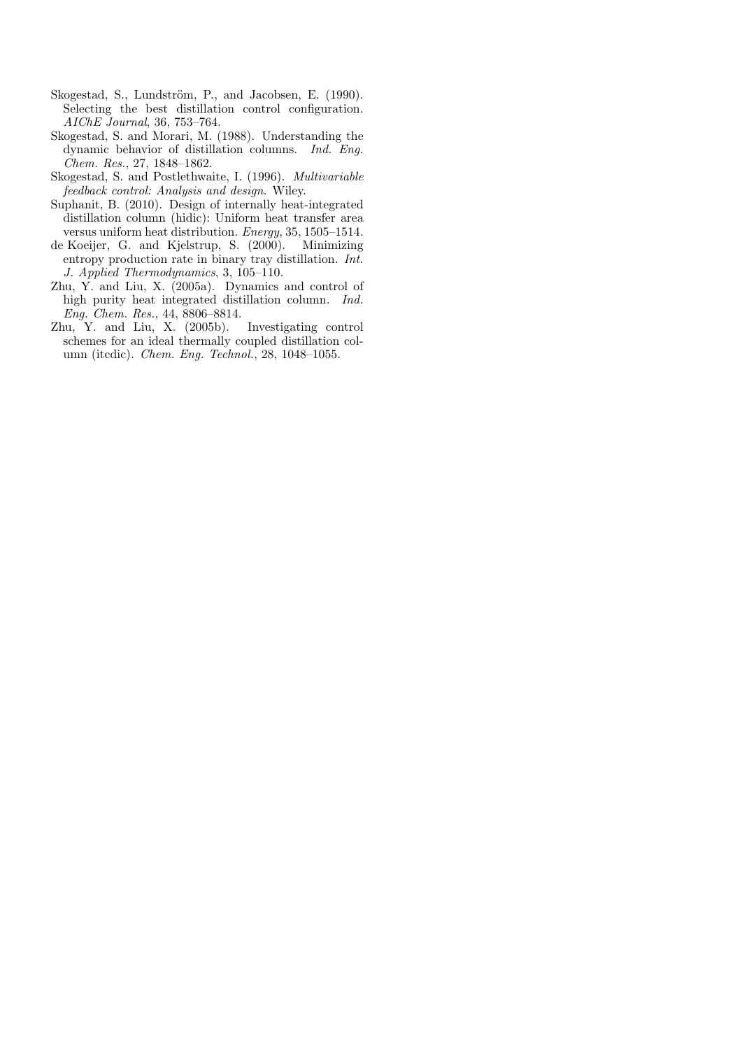Skogestad, S., Lundström, P., and Jacobsen, E. (1990). Selecting the best distillation control configuration. *AIChE Journal*, 36, 753–764.

Skogestad, S. and Morari, M. (1988). Understanding the dynamic behavior of distillation columns. *Ind. Eng. Chem. Res.*, 27, 1848–1862.

Skogestad, S. and Postlethwaite, I. (1996). *Multivariable feedback control: Analysis and design*. Wiley.

Suphanit, B. (2010). Design of internally heat-integrated distillation column (hidic): Uniform heat transfer area versus uniform heat distribution. *Energy*, 35, 1505–1514.

de Koeijer, G. and Kjelstrup, S. (2000). Minimizing entropy production rate in binary tray distillation. *Int. J. Applied Thermodynamics*, 3, 105–110.

Zhu, Y. and Liu, X. (2005a). Dynamics and control of high purity heat integrated distillation column. *Ind. Eng. Chem. Res.*, 44, 8806–8814.

Zhu, Y. and Liu, X. (2005b). Investigating control schemes for an ideal thermally coupled distillation column (itcdic). *Chem. Eng. Technol.*, 28, 1048–1055.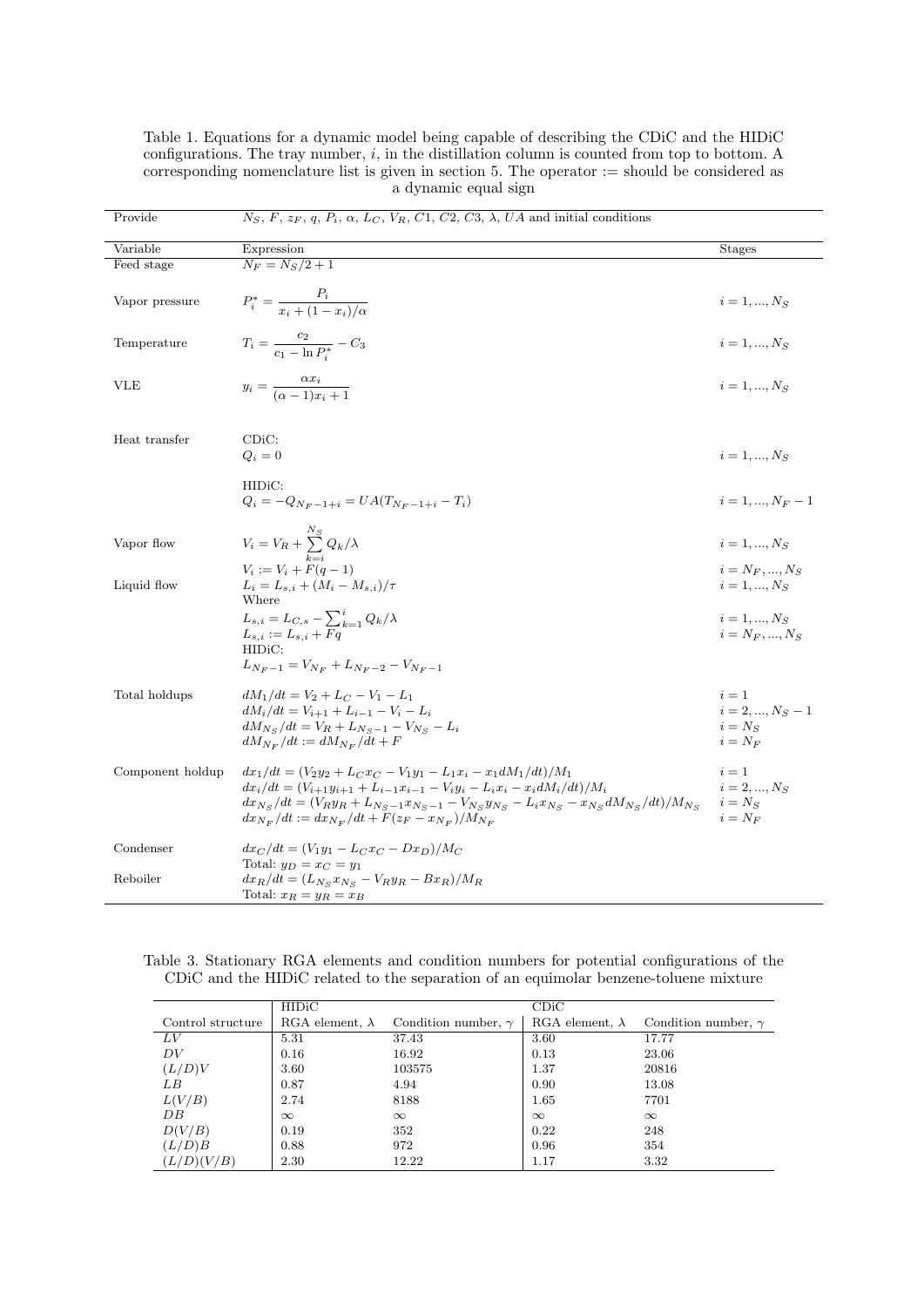Table 1. Equations for a dynamic model being capable of describing the CDiC and the HIDiC configurations. The tray number, $i$, in the distillation column is counted from top to bottom. A corresponding nomenclature list is given in section 5. The operator $:=$ should be considered as a dynamic equal sign

| Provide | $N_S$, $F$, $z_F$, $q$, $P_i$, $\alpha$, $L_C$, $V_R$, $C1$, $C2$, $C3$, $\lambda$, $UA$ and initial conditions | |
|---|---|---|
| Variable | Expression | Stages |
| Feed stage | $N_F = N_S/2 + 1$ | |
| Vapor pressure | $P_i^* = \dfrac{P_i}{x_i + (1-x_i)/\alpha}$ | $i = 1, ..., N_S$ |
| Temperature | $T_i = \dfrac{c_2}{c_1 - \ln P_i^*} - C_3$ | $i = 1, ..., N_S$ |
| VLE | $y_i = \dfrac{\alpha x_i}{(\alpha-1)x_i + 1}$ | $i = 1, ..., N_S$ |
| Heat transfer | CDiC: $Q_i = 0$ | $i = 1, ..., N_S$ |
| | HIDiC: $Q_i = -Q_{N_F-1+i} = UA(T_{N_F-1+i} - T_i)$ | $i = 1, ..., N_F - 1$ |
| Vapor flow | $V_i = V_R + \sum_{k=i}^{N_S} Q_k/\lambda$ | $i = 1, ..., N_S$ |
| | $V_i := V_i + F(q-1)$ | $i = N_F, ..., N_S$ |
| Liquid flow | $L_i = L_{s,i} + (M_i - M_{s,i})/\tau$ | $i = 1, ..., N_S$ |
| | Where | |
| | $L_{s,i} = L_{C,s} - \sum_{k=1}^{i} Q_k/\lambda$ | $i = 1, ..., N_S$ |
| | $L_{s,i} := L_{s,i} + Fq$ | $i = N_F, ..., N_S$ |
| | HIDiC: $L_{N_F-1} = V_{N_F} + L_{N_F-2} - V_{N_F-1}$ | |
| Total holdups | $dM_1/dt = V_2 + L_C - V_1 - L_1$ | $i = 1$ |
| | $dM_i/dt = V_{i+1} + L_{i-1} - V_i - L_i$ | $i = 2, ..., N_S - 1$ |
| | $dM_{N_S}/dt = V_R + L_{N_S-1} - V_{N_S} - L_i$ | $i = N_S$ |
| | $dM_{N_F}/dt := dM_{N_F}/dt + F$ | $i = N_F$ |
| Component holdup | $dx_1/dt = (V_2y_2 + L_Cx_C - V_1y_1 - L_1x_i - x_1dM_1/dt)/M_1$ | $i = 1$ |
| | $dx_i/dt = (V_{i+1}y_{i+1} + L_{i-1}x_{i-1} - V_iy_i - L_ix_i - x_idM_i/dt)/M_i$ | $i = 2, ..., N_S$ |
| | $dx_{N_S}/dt = (V_Ry_R + L_{N_S-1}x_{N_S-1} - V_{N_S}y_{N_S} - L_ix_{N_S} - x_{N_S}dM_{N_S}/dt)/M_{N_S}$ | $i = N_S$ |
| | $dx_{N_F}/dt := dx_{N_F}/dt + F(z_F - x_{N_F})/M_{N_F}$ | $i = N_F$ |
| Condenser | $dx_C/dt = (V_1y_1 - L_Cx_C - Dx_D)/M_C$ | |
| | Total: $y_D = x_C = y_1$ | |
| Reboiler | $dx_R/dt = (L_{N_S}x_{N_S} - V_Ry_R - Bx_R)/M_R$ | |
| | Total: $x_R = y_R = x_B$ | |

Table 3. Stationary RGA elements and condition numbers for potential configurations of the CDiC and the HIDiC related to the separation of an equimolar benzene-toluene mixture

| | HIDiC | | CDiC | |
|---|---|---|---|---|
| Control structure | RGA element, $\lambda$ | Condition number, $\gamma$ | RGA element, $\lambda$ | Condition number, $\gamma$ |
| $LV$ | 5.31 | 37.43 | 3.60 | 17.77 |
| $DV$ | 0.16 | 16.92 | 0.13 | 23.06 |
| $(L/D)V$ | 3.60 | 103575 | 1.37 | 20816 |
| $LB$ | 0.87 | 4.94 | 0.90 | 13.08 |
| $L(V/B)$ | 2.74 | 8188 | 1.65 | 7701 |
| $DB$ | $\infty$ | $\infty$ | $\infty$ | $\infty$ |
| $D(V/B)$ | 0.19 | 352 | 0.22 | 248 |
| $(L/D)B$ | 0.88 | 972 | 0.96 | 354 |
| $(L/D)(V/B)$ | 2.30 | 12.22 | 1.17 | 3.32 |